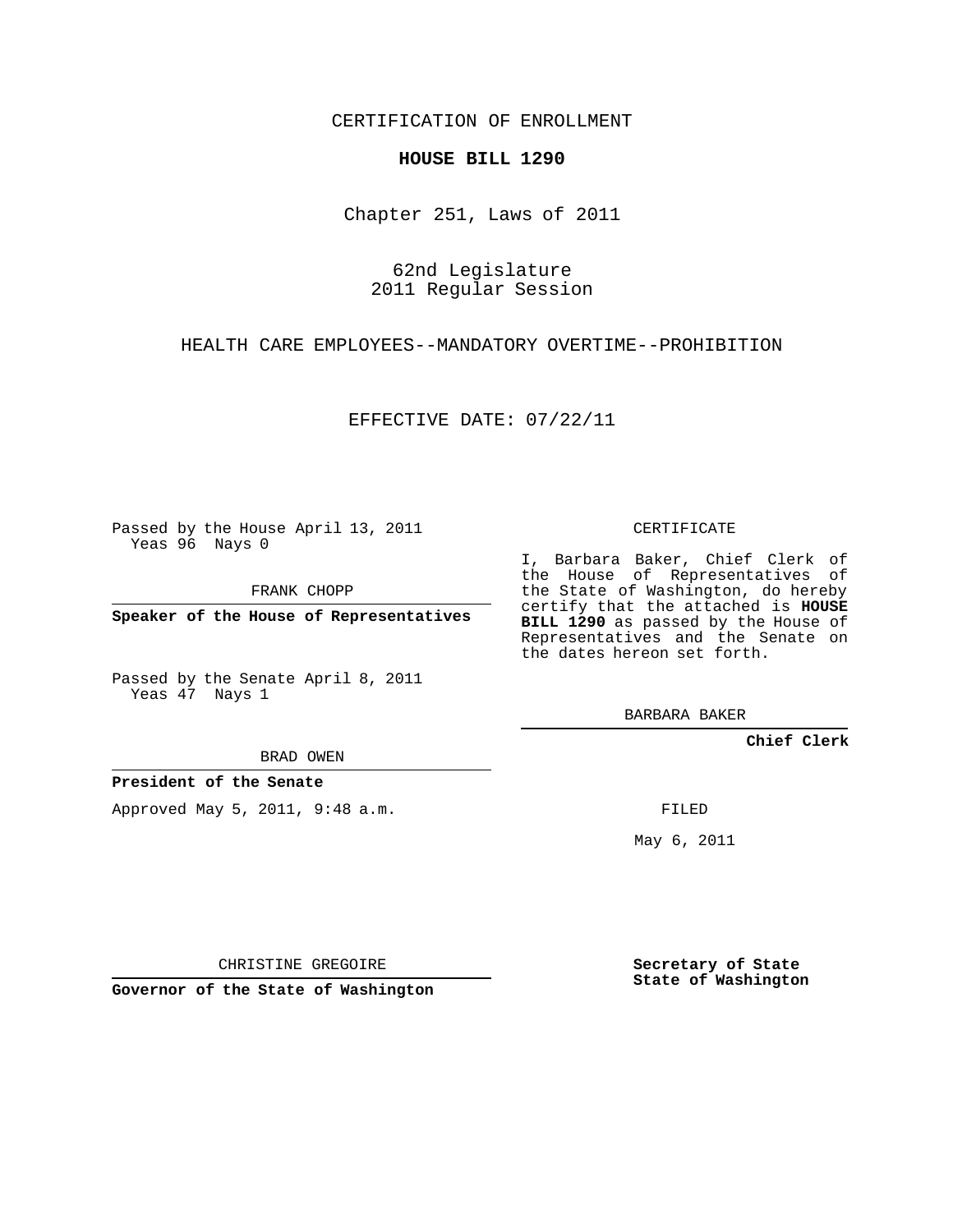CERTIFICATION OF ENROLLMENT

**HOUSE BILL 1290**

Chapter 251, Laws of 2011

62nd Legislature
2011 Regular Session

HEALTH CARE EMPLOYEES--MANDATORY OVERTIME--PROHIBITION

EFFECTIVE DATE: 07/22/11

Passed by the House April 13, 2011
Yeas 96 Nays 0

FRANK CHOPP

**Speaker of the House of Representatives**

Passed by the Senate April 8, 2011
Yeas 47 Nays 1

BRAD OWEN

**President of the Senate**

Approved May 5, 2011, 9:48 a.m.

CHRISTINE GREGOIRE

**Governor of the State of Washington**

CERTIFICATE

I, Barbara Baker, Chief Clerk of the House of Representatives of the State of Washington, do hereby certify that the attached is **HOUSE BILL 1290** as passed by the House of Representatives and the Senate on the dates hereon set forth.

BARBARA BAKER

**Chief Clerk**

FILED

May 6, 2011

**Secretary of State**
**State of Washington**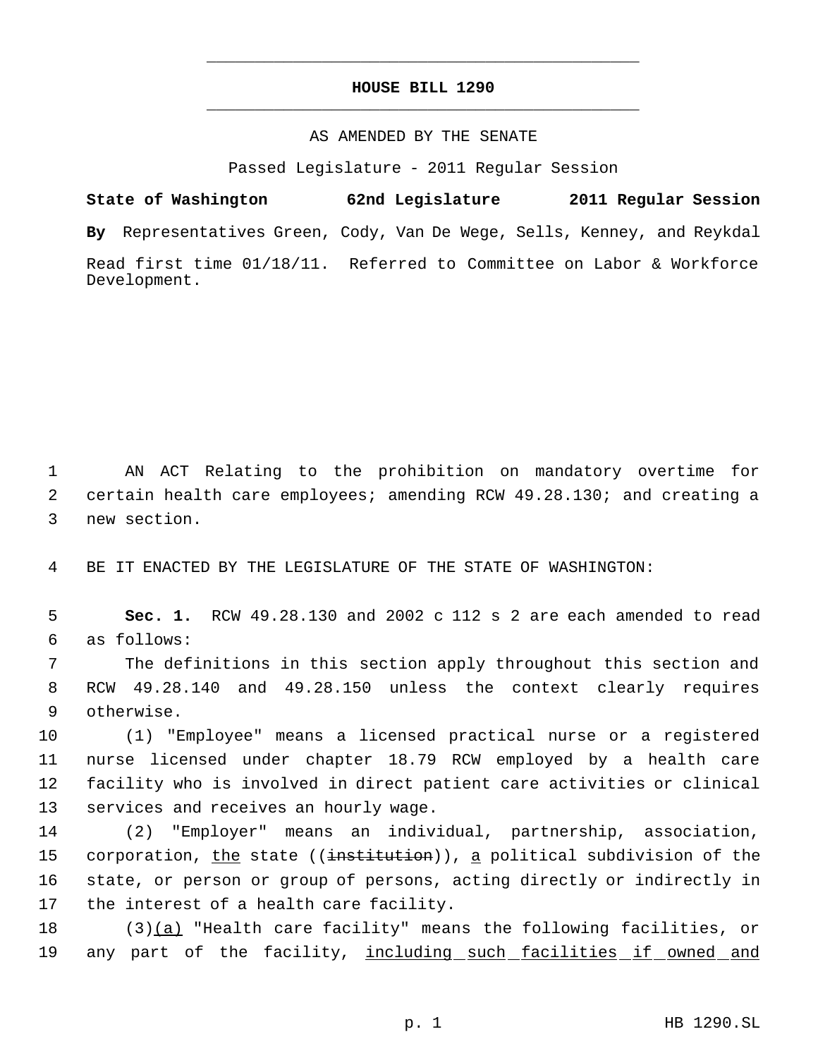# HOUSE BILL 1290

AS AMENDED BY THE SENATE

Passed Legislature - 2011 Regular Session

**State of Washington 62nd Legislature 2011 Regular Session**

**By** Representatives Green, Cody, Van De Wege, Sells, Kenney, and Reykdal

Read first time 01/18/11. Referred to Committee on Labor & Workforce Development.

1 AN ACT Relating to the prohibition on mandatory overtime for
2 certain health care employees; amending RCW 49.28.130; and creating a
3 new section.

4 BE IT ENACTED BY THE LEGISLATURE OF THE STATE OF WASHINGTON:

5 **Sec. 1.** RCW 49.28.130 and 2002 c 112 s 2 are each amended to read
6 as follows:

7 The definitions in this section apply throughout this section and
8 RCW 49.28.140 and 49.28.150 unless the context clearly requires
9 otherwise.

10 (1) "Employee" means a licensed practical nurse or a registered
11 nurse licensed under chapter 18.79 RCW employed by a health care
12 facility who is involved in direct patient care activities or clinical
13 services and receives an hourly wage.

14 (2) "Employer" means an individual, partnership, association,
15 corporation, <u>the</u> state ((~~institution~~)), <u>a</u> political subdivision of the
16 state, or person or group of persons, acting directly or indirectly in
17 the interest of a health care facility.

18 (3)<u>(a)</u> "Health care facility" means the following facilities, or
19 any part of the facility, <u>including such facilities if owned and</u>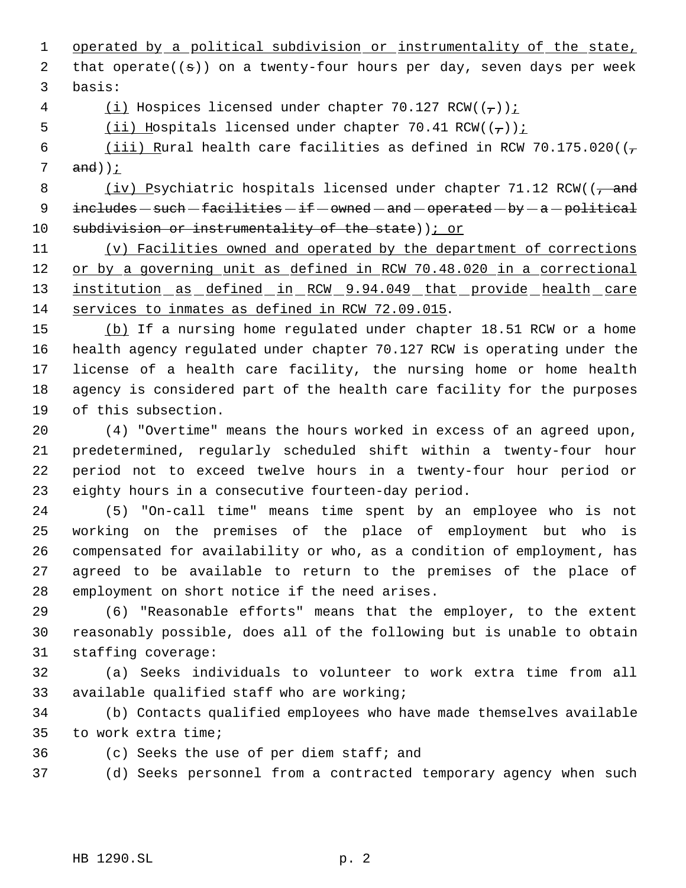operated by a political subdivision or instrumentality of the state, that operate((s)) on a twenty-four hours per day, seven days per week basis:

(i) Hospices licensed under chapter 70.127 RCW((,));

(ii) Hospitals licensed under chapter 70.41 RCW((,));

(iii) Rural health care facilities as defined in RCW 70.175.020((, and));

(iv) Psychiatric hospitals licensed under chapter 71.12 RCW((, and includes such facilities if owned and operated by a political subdivision or instrumentality of the state)); or

(v) Facilities owned and operated by the department of corrections or by a governing unit as defined in RCW 70.48.020 in a correctional institution as defined in RCW 9.94.049 that provide health care services to inmates as defined in RCW 72.09.015.

(b) If a nursing home regulated under chapter 18.51 RCW or a home health agency regulated under chapter 70.127 RCW is operating under the license of a health care facility, the nursing home or home health agency is considered part of the health care facility for the purposes of this subsection.

(4) "Overtime" means the hours worked in excess of an agreed upon, predetermined, regularly scheduled shift within a twenty-four hour period not to exceed twelve hours in a twenty-four hour period or eighty hours in a consecutive fourteen-day period.

(5) "On-call time" means time spent by an employee who is not working on the premises of the place of employment but who is compensated for availability or who, as a condition of employment, has agreed to be available to return to the premises of the place of employment on short notice if the need arises.

(6) "Reasonable efforts" means that the employer, to the extent reasonably possible, does all of the following but is unable to obtain staffing coverage:

(a) Seeks individuals to volunteer to work extra time from all available qualified staff who are working;

(b) Contacts qualified employees who have made themselves available to work extra time;

(c) Seeks the use of per diem staff; and

(d) Seeks personnel from a contracted temporary agency when such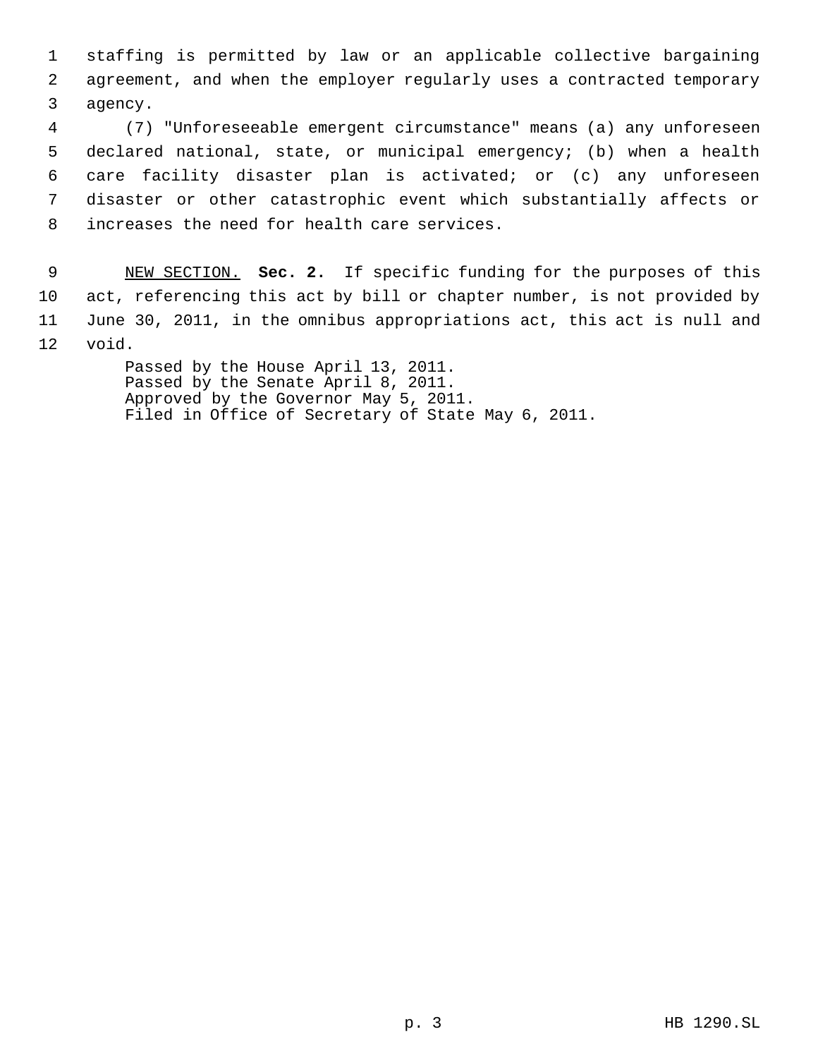staffing is permitted by law or an applicable collective bargaining agreement, and when the employer regularly uses a contracted temporary agency.

(7) "Unforeseeable emergent circumstance" means (a) any unforeseen declared national, state, or municipal emergency; (b) when a health care facility disaster plan is activated; or (c) any unforeseen disaster or other catastrophic event which substantially affects or increases the need for health care services.

NEW SECTION. **Sec. 2.** If specific funding for the purposes of this act, referencing this act by bill or chapter number, is not provided by June 30, 2011, in the omnibus appropriations act, this act is null and void.

Passed by the House April 13, 2011.
Passed by the Senate April 8, 2011.
Approved by the Governor May 5, 2011.
Filed in Office of Secretary of State May 6, 2011.